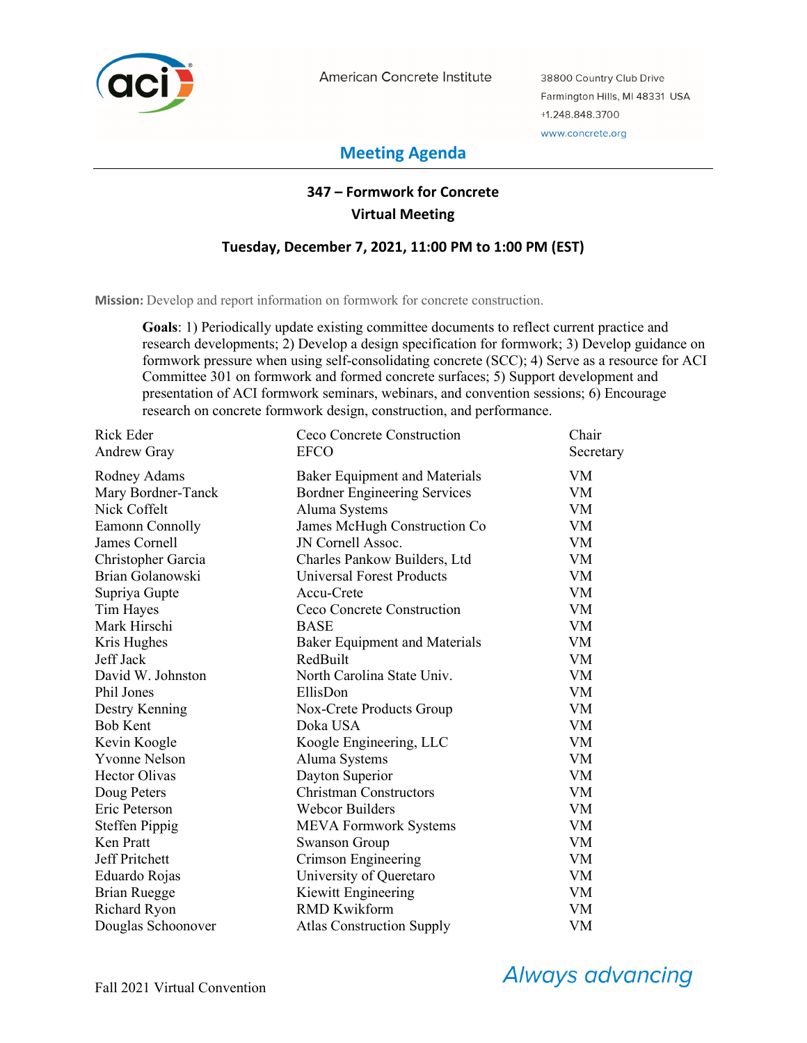American Concrete Institute

38800 Country Club Drive
Farmington Hills, MI 48331 USA
+1.248.848.3700
www.concrete.org

# Meeting Agenda

## 347 – Formwork for Concrete
## Virtual Meeting

### Tuesday, December 7, 2021, 11:00 PM to 1:00 PM (EST)

**Mission:** Develop and report information on formwork for concrete construction.

**Goals**: 1) Periodically update existing committee documents to reflect current practice and research developments; 2) Develop a design specification for formwork; 3) Develop guidance on formwork pressure when using self-consolidating concrete (SCC); 4) Serve as a resource for ACI Committee 301 on formwork and formed concrete surfaces; 5) Support development and presentation of ACI formwork seminars, webinars, and convention sessions; 6) Encourage research on concrete formwork design, construction, and performance.

| | | |
|---|---|---|
| Rick Eder | Ceco Concrete Construction | Chair |
| Andrew Gray | EFCO | Secretary |
| Rodney Adams | Baker Equipment and Materials | VM |
| Mary Bordner-Tanck | Bordner Engineering Services | VM |
| Nick Coffelt | Aluma Systems | VM |
| Eamonn Connolly | James McHugh Construction Co | VM |
| James Cornell | JN Cornell Assoc. | VM |
| Christopher Garcia | Charles Pankow Builders, Ltd | VM |
| Brian Golanowski | Universal Forest Products | VM |
| Supriya Gupte | Accu-Crete | VM |
| Tim Hayes | Ceco Concrete Construction | VM |
| Mark Hirschi | BASE | VM |
| Kris Hughes | Baker Equipment and Materials | VM |
| Jeff Jack | RedBuilt | VM |
| David W. Johnston | North Carolina State Univ. | VM |
| Phil Jones | EllisDon | VM |
| Destry Kenning | Nox-Crete Products Group | VM |
| Bob Kent | Doka USA | VM |
| Kevin Koogle | Koogle Engineering, LLC | VM |
| Yvonne Nelson | Aluma Systems | VM |
| Hector Olivas | Dayton Superior | VM |
| Doug Peters | Christman Constructors | VM |
| Eric Peterson | Webcor Builders | VM |
| Steffen Pippig | MEVA Formwork Systems | VM |
| Ken Pratt | Swanson Group | VM |
| Jeff Pritchett | Crimson Engineering | VM |
| Eduardo Rojas | University of Queretaro | VM |
| Brian Ruegge | Kiewitt Engineering | VM |
| Richard Ryon | RMD Kwikform | VM |
| Douglas Schoonover | Atlas Construction Supply | VM |

Fall 2021 Virtual Convention

*Always advancing*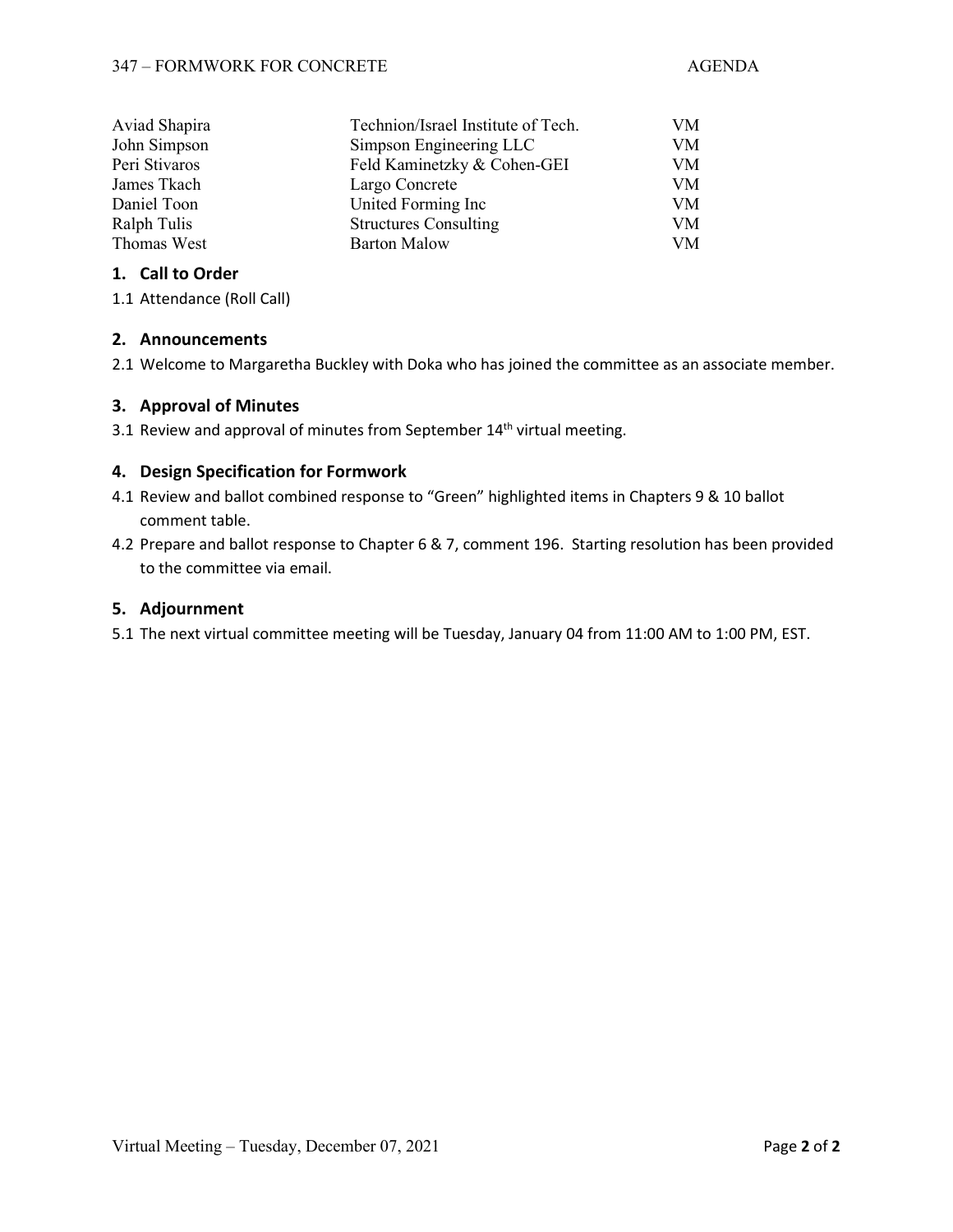| | | |
|---|---|---|
| Aviad Shapira | Technion/Israel Institute of Tech. | VM |
| John Simpson | Simpson Engineering LLC | VM |
| Peri Stivaros | Feld Kaminetzky & Cohen-GEI | VM |
| James Tkach | Largo Concrete | VM |
| Daniel Toon | United Forming Inc | VM |
| Ralph Tulis | Structures Consulting | VM |
| Thomas West | Barton Malow | VM |

## 1. Call to Order

1.1 Attendance (Roll Call)

## 2. Announcements

2.1 Welcome to Margaretha Buckley with Doka who has joined the committee as an associate member.

## 3. Approval of Minutes

3.1 Review and approval of minutes from September 14th virtual meeting.

## 4. Design Specification for Formwork

4.1 Review and ballot combined response to "Green" highlighted items in Chapters 9 & 10 ballot comment table.

4.2 Prepare and ballot response to Chapter 6 & 7, comment 196. Starting resolution has been provided to the committee via email.

## 5. Adjournment

5.1 The next virtual committee meeting will be Tuesday, January 04 from 11:00 AM to 1:00 PM, EST.